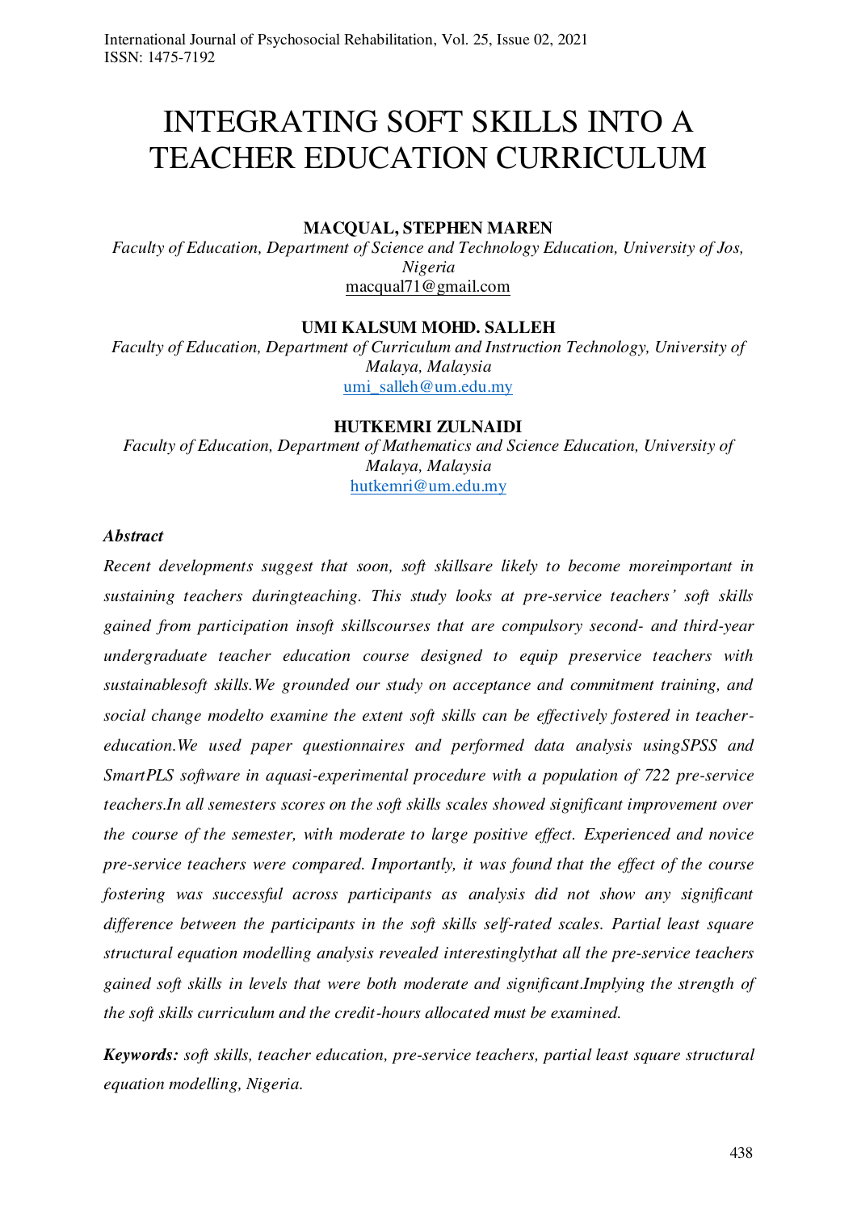# INTEGRATING SOFT SKILLS INTO A TEACHER EDUCATION CURRICULUM

**MACQUAL, STEPHEN MAREN**

*Faculty of Education, Department of Science and Technology Education, University of Jos, Nigeria*

macqual71@gmail.com

**UMI KALSUM MOHD. SALLEH**

*Faculty of Education, Department of Curriculum and Instruction Technology, University of Malaya, Malaysia*

umi_salleh@um.edu.my

**HUTKEMRI ZULNAIDI**

*Faculty of Education, Department of Mathematics and Science Education, University of Malaya, Malaysia*

hutkemri@um.edu.my

***Abstract***

*Recent developments suggest that soon, soft skillsare likely to become moreimportant in sustaining teachers duringteaching. This study looks at pre-service teachers' soft skills gained from participation insoft skillscourses that are compulsory second- and third-year undergraduate teacher education course designed to equip preservice teachers with sustainablesoft skills.We grounded our study on acceptance and commitment training, and social change modelto examine the extent soft skills can be effectively fostered in teacher-education.We used paper questionnaires and performed data analysis usingSPSS and SmartPLS software in aquasi-experimental procedure with a population of 722 pre-service teachers.In all semesters scores on the soft skills scales showed significant improvement over the course of the semester, with moderate to large positive effect. Experienced and novice pre-service teachers were compared. Importantly, it was found that the effect of the course fostering was successful across participants as analysis did not show any significant difference between the participants in the soft skills self-rated scales. Partial least square structural equation modelling analysis revealed interestinglythat all the pre-service teachers gained soft skills in levels that were both moderate and significant.Implying the strength of the soft skills curriculum and the credit-hours allocated must be examined.*

***Keywords:*** *soft skills, teacher education, pre-service teachers, partial least square structural equation modelling, Nigeria.*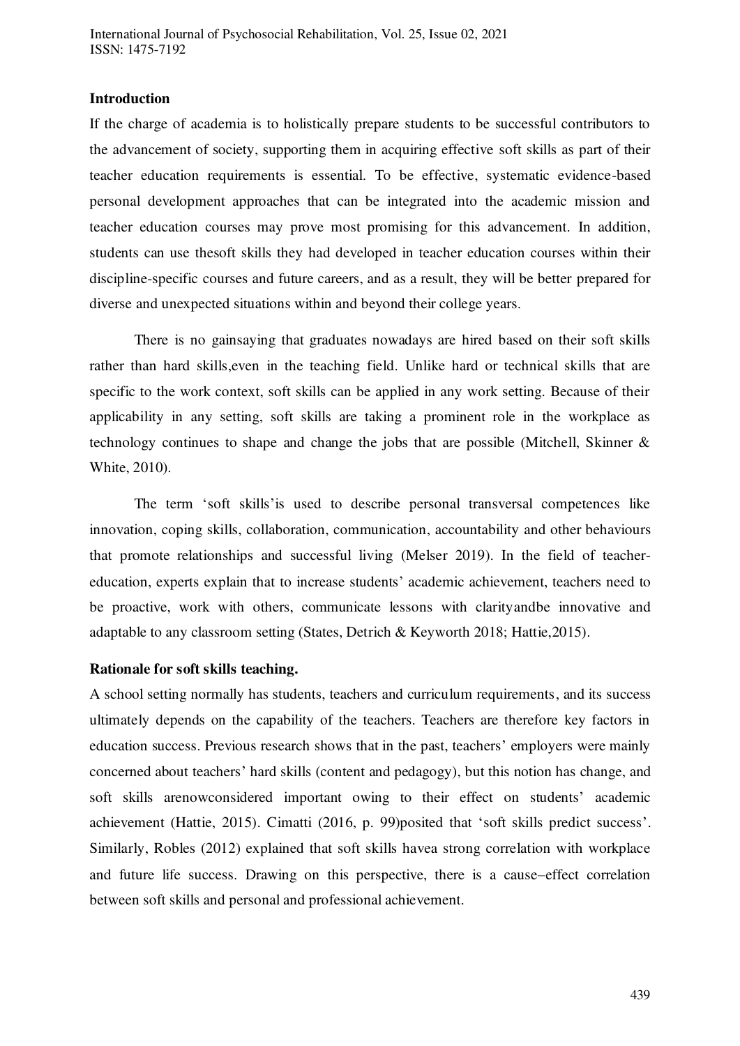## Introduction

If the charge of academia is to holistically prepare students to be successful contributors to the advancement of society, supporting them in acquiring effective soft skills as part of their teacher education requirements is essential. To be effective, systematic evidence-based personal development approaches that can be integrated into the academic mission and teacher education courses may prove most promising for this advancement. In addition, students can use thesoft skills they had developed in teacher education courses within their discipline-specific courses and future careers, and as a result, they will be better prepared for diverse and unexpected situations within and beyond their college years.

There is no gainsaying that graduates nowadays are hired based on their soft skills rather than hard skills,even in the teaching field. Unlike hard or technical skills that are specific to the work context, soft skills can be applied in any work setting. Because of their applicability in any setting, soft skills are taking a prominent role in the workplace as technology continues to shape and change the jobs that are possible (Mitchell, Skinner & White, 2010).

The term 'soft skills'is used to describe personal transversal competences like innovation, coping skills, collaboration, communication, accountability and other behaviours that promote relationships and successful living (Melser 2019). In the field of teacher-education, experts explain that to increase students' academic achievement, teachers need to be proactive, work with others, communicate lessons with clarityandbe innovative and adaptable to any classroom setting (States, Detrich & Keyworth 2018; Hattie,2015).

### Rationale for soft skills teaching.

A school setting normally has students, teachers and curriculum requirements, and its success ultimately depends on the capability of the teachers. Teachers are therefore key factors in education success. Previous research shows that in the past, teachers' employers were mainly concerned about teachers' hard skills (content and pedagogy), but this notion has change, and soft skills arenowconsidered important owing to their effect on students' academic achievement (Hattie, 2015). Cimatti (2016, p. 99)posited that 'soft skills predict success'. Similarly, Robles (2012) explained that soft skills havea strong correlation with workplace and future life success. Drawing on this perspective, there is a cause–effect correlation between soft skills and personal and professional achievement.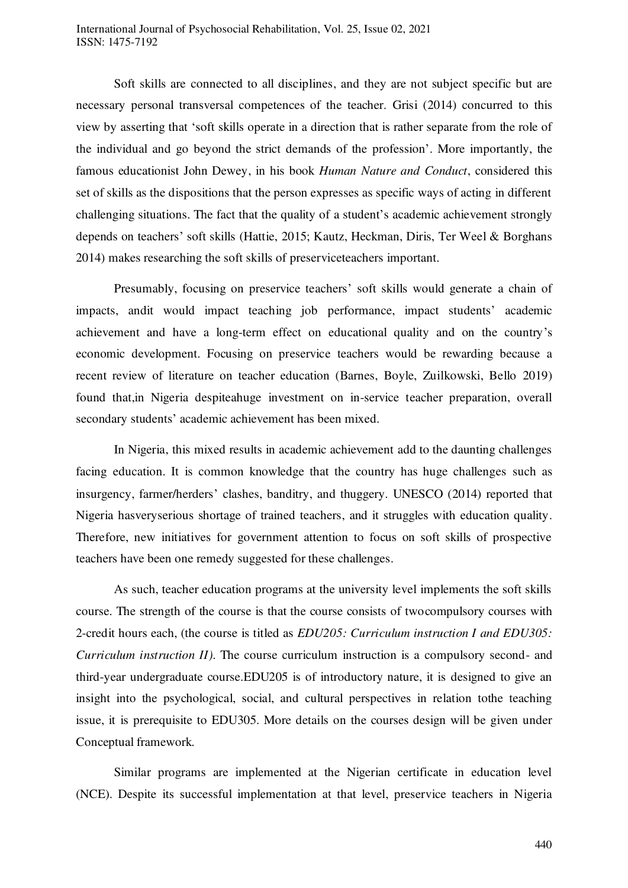Soft skills are connected to all disciplines, and they are not subject specific but are necessary personal transversal competences of the teacher. Grisi (2014) concurred to this view by asserting that 'soft skills operate in a direction that is rather separate from the role of the individual and go beyond the strict demands of the profession'. More importantly, the famous educationist John Dewey, in his book *Human Nature and Conduct*, considered this set of skills as the dispositions that the person expresses as specific ways of acting in different challenging situations. The fact that the quality of a student's academic achievement strongly depends on teachers' soft skills (Hattie, 2015; Kautz, Heckman, Diris, Ter Weel & Borghans 2014) makes researching the soft skills of preserviceteachers important.

Presumably, focusing on preservice teachers' soft skills would generate a chain of impacts, andit would impact teaching job performance, impact students' academic achievement and have a long-term effect on educational quality and on the country's economic development. Focusing on preservice teachers would be rewarding because a recent review of literature on teacher education (Barnes, Boyle, Zuilkowski, Bello 2019) found that,in Nigeria despiteahuge investment on in-service teacher preparation, overall secondary students' academic achievement has been mixed.

In Nigeria, this mixed results in academic achievement add to the daunting challenges facing education. It is common knowledge that the country has huge challenges such as insurgency, farmer/herders' clashes, banditry, and thuggery. UNESCO (2014) reported that Nigeria hasveryserious shortage of trained teachers, and it struggles with education quality. Therefore, new initiatives for government attention to focus on soft skills of prospective teachers have been one remedy suggested for these challenges.

As such, teacher education programs at the university level implements the soft skills course. The strength of the course is that the course consists of twocompulsory courses with 2-credit hours each, (the course is titled as *EDU205: Curriculum instruction I and EDU305: Curriculum instruction II)*. The course curriculum instruction is a compulsory second- and third-year undergraduate course.EDU205 is of introductory nature, it is designed to give an insight into the psychological, social, and cultural perspectives in relation tothe teaching issue, it is prerequisite to EDU305. More details on the courses design will be given under Conceptual framework.

Similar programs are implemented at the Nigerian certificate in education level (NCE). Despite its successful implementation at that level, preservice teachers in Nigeria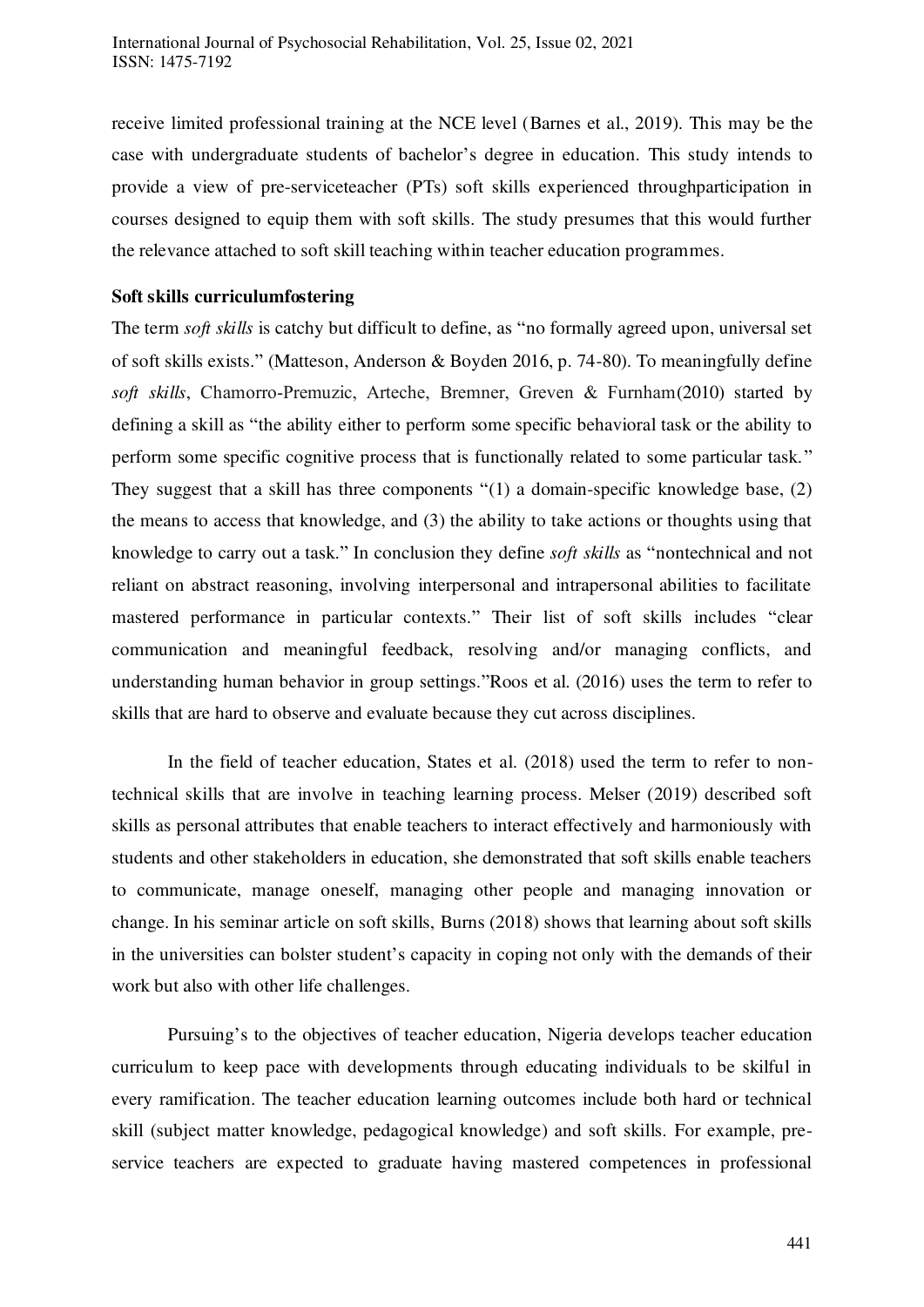receive limited professional training at the NCE level (Barnes et al., 2019). This may be the case with undergraduate students of bachelor's degree in education. This study intends to provide a view of pre-serviceteacher (PTs) soft skills experienced throughparticipation in courses designed to equip them with soft skills. The study presumes that this would further the relevance attached to soft skill teaching within teacher education programmes.

**Soft skills curriculumfostering**

The term *soft skills* is catchy but difficult to define, as "no formally agreed upon, universal set of soft skills exists." (Matteson, Anderson & Boyden 2016, p. 74-80). To meaningfully define *soft skills*, Chamorro-Premuzic, Arteche, Bremner, Greven & Furnham(2010) started by defining a skill as "the ability either to perform some specific behavioral task or the ability to perform some specific cognitive process that is functionally related to some particular task." They suggest that a skill has three components "(1) a domain-specific knowledge base, (2) the means to access that knowledge, and (3) the ability to take actions or thoughts using that knowledge to carry out a task." In conclusion they define *soft skills* as "nontechnical and not reliant on abstract reasoning, involving interpersonal and intrapersonal abilities to facilitate mastered performance in particular contexts." Their list of soft skills includes "clear communication and meaningful feedback, resolving and/or managing conflicts, and understanding human behavior in group settings."Roos et al. (2016) uses the term to refer to skills that are hard to observe and evaluate because they cut across disciplines.

In the field of teacher education, States et al. (2018) used the term to refer to non-technical skills that are involve in teaching learning process. Melser (2019) described soft skills as personal attributes that enable teachers to interact effectively and harmoniously with students and other stakeholders in education, she demonstrated that soft skills enable teachers to communicate, manage oneself, managing other people and managing innovation or change. In his seminar article on soft skills, Burns (2018) shows that learning about soft skills in the universities can bolster student's capacity in coping not only with the demands of their work but also with other life challenges.

Pursuing's to the objectives of teacher education, Nigeria develops teacher education curriculum to keep pace with developments through educating individuals to be skilful in every ramification. The teacher education learning outcomes include both hard or technical skill (subject matter knowledge, pedagogical knowledge) and soft skills. For example, pre-service teachers are expected to graduate having mastered competences in professional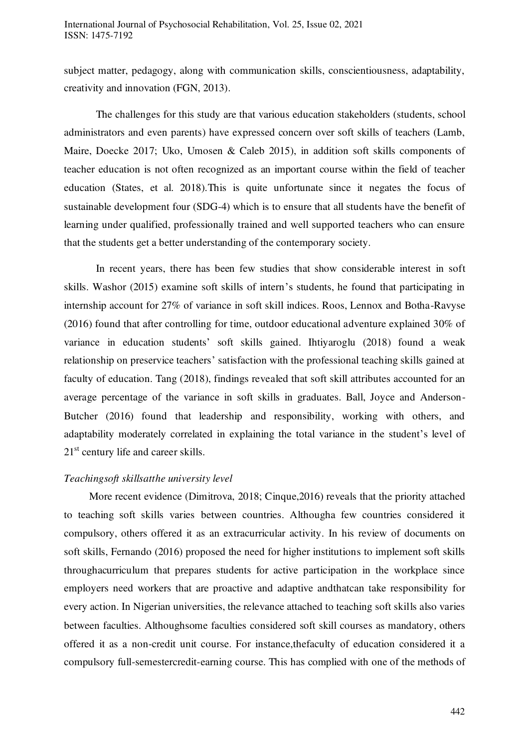subject matter, pedagogy, along with communication skills, conscientiousness, adaptability, creativity and innovation (FGN, 2013).

The challenges for this study are that various education stakeholders (students, school administrators and even parents) have expressed concern over soft skills of teachers (Lamb, Maire, Doecke 2017; Uko, Umosen & Caleb 2015), in addition soft skills components of teacher education is not often recognized as an important course within the field of teacher education (States, et al. 2018).This is quite unfortunate since it negates the focus of sustainable development four (SDG-4) which is to ensure that all students have the benefit of learning under qualified, professionally trained and well supported teachers who can ensure that the students get a better understanding of the contemporary society.

In recent years, there has been few studies that show considerable interest in soft skills. Washor (2015) examine soft skills of intern's students, he found that participating in internship account for 27% of variance in soft skill indices. Roos, Lennox and Botha-Ravyse (2016) found that after controlling for time, outdoor educational adventure explained 30% of variance in education students' soft skills gained. Ihtiyaroglu (2018) found a weak relationship on preservice teachers' satisfaction with the professional teaching skills gained at faculty of education. Tang (2018), findings revealed that soft skill attributes accounted for an average percentage of the variance in soft skills in graduates. Ball, Joyce and Anderson-Butcher (2016) found that leadership and responsibility, working with others, and adaptability moderately correlated in explaining the total variance in the student's level of 21st century life and career skills.

*Teachingsoft skillsatthe university level*

More recent evidence (Dimitrova, 2018; Cinque,2016) reveals that the priority attached to teaching soft skills varies between countries. Althougha few countries considered it compulsory, others offered it as an extracurricular activity. In his review of documents on soft skills, Fernando (2016) proposed the need for higher institutions to implement soft skills throughacurriculum that prepares students for active participation in the workplace since employers need workers that are proactive and adaptive andthatcan take responsibility for every action. In Nigerian universities, the relevance attached to teaching soft skills also varies between faculties. Althoughsome faculties considered soft skill courses as mandatory, others offered it as a non-credit unit course. For instance,thefaculty of education considered it a compulsory full-semestercredit-earning course. This has complied with one of the methods of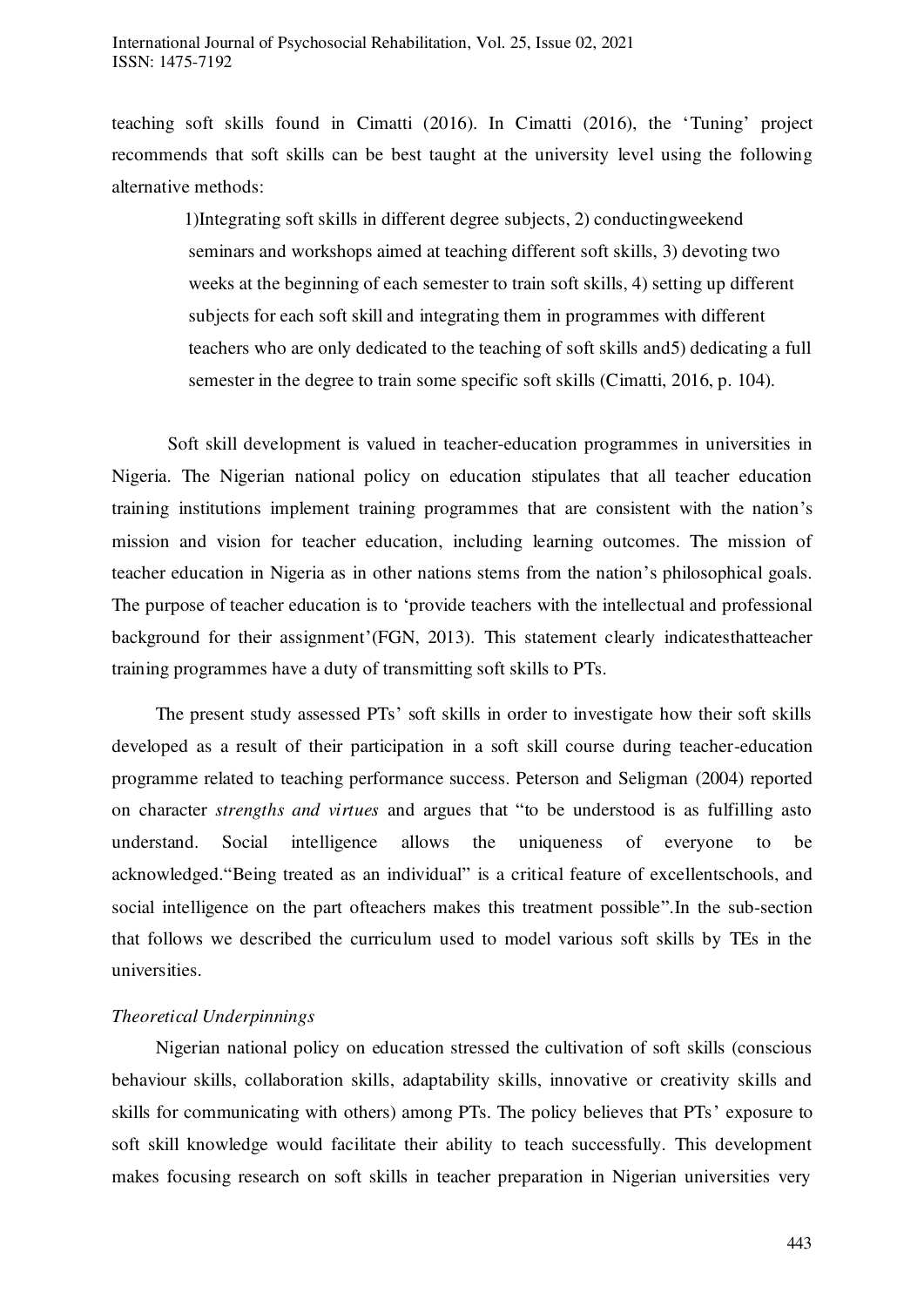teaching soft skills found in Cimatti (2016). In Cimatti (2016), the 'Tuning' project recommends that soft skills can be best taught at the university level using the following alternative methods:

> 1)Integrating soft skills in different degree subjects, 2) conductingweekend seminars and workshops aimed at teaching different soft skills, 3) devoting two weeks at the beginning of each semester to train soft skills, 4) setting up different subjects for each soft skill and integrating them in programmes with different teachers who are only dedicated to the teaching of soft skills and5) dedicating a full semester in the degree to train some specific soft skills (Cimatti, 2016, p. 104).

Soft skill development is valued in teacher-education programmes in universities in Nigeria. The Nigerian national policy on education stipulates that all teacher education training institutions implement training programmes that are consistent with the nation's mission and vision for teacher education, including learning outcomes. The mission of teacher education in Nigeria as in other nations stems from the nation's philosophical goals. The purpose of teacher education is to 'provide teachers with the intellectual and professional background for their assignment'(FGN, 2013). This statement clearly indicatesthatteacher training programmes have a duty of transmitting soft skills to PTs.

The present study assessed PTs' soft skills in order to investigate how their soft skills developed as a result of their participation in a soft skill course during teacher-education programme related to teaching performance success. Peterson and Seligman (2004) reported on character *strengths and virtues* and argues that "to be understood is as fulfilling asto understand. Social intelligence allows the uniqueness of everyone to be acknowledged."Being treated as an individual" is a critical feature of excellentschools, and social intelligence on the part ofteachers makes this treatment possible".In the sub-section that follows we described the curriculum used to model various soft skills by TEs in the universities.

*Theoretical Underpinnings*

Nigerian national policy on education stressed the cultivation of soft skills (conscious behaviour skills, collaboration skills, adaptability skills, innovative or creativity skills and skills for communicating with others) among PTs. The policy believes that PTs' exposure to soft skill knowledge would facilitate their ability to teach successfully. This development makes focusing research on soft skills in teacher preparation in Nigerian universities very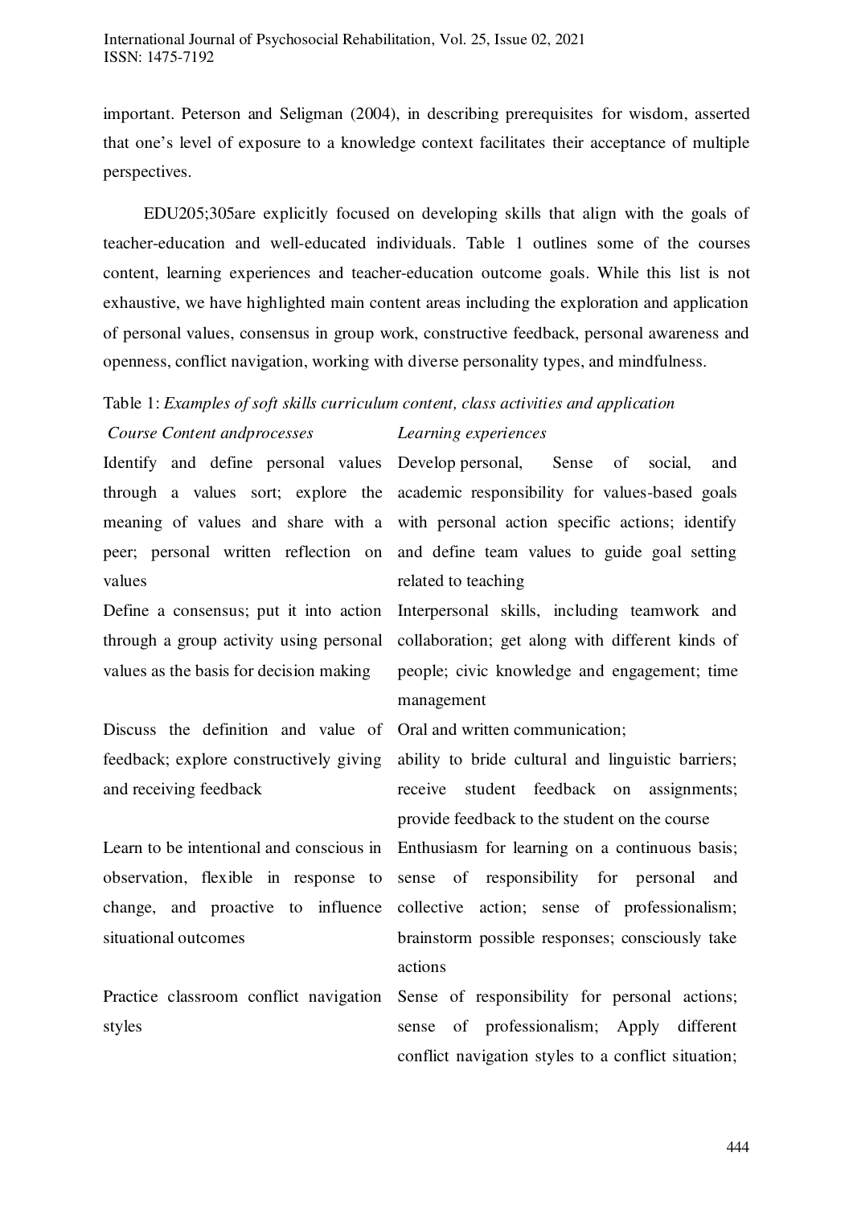important. Peterson and Seligman (2004), in describing prerequisites for wisdom, asserted that one's level of exposure to a knowledge context facilitates their acceptance of multiple perspectives.

EDU205;305are explicitly focused on developing skills that align with the goals of teacher-education and well-educated individuals. Table 1 outlines some of the courses content, learning experiences and teacher-education outcome goals. While this list is not exhaustive, we have highlighted main content areas including the exploration and application of personal values, consensus in group work, constructive feedback, personal awareness and openness, conflict navigation, working with diverse personality types, and mindfulness.

Table 1: *Examples of soft skills curriculum content, class activities and application*

| *Course Content andprocesses* | *Learning experiences* |
|---|---|
| Identify and define personal values through a values sort; explore the meaning of values and share with a peer; personal written reflection on values | Develop personal, Sense of social, and academic responsibility for values-based goals with personal action specific actions; identify and define team values to guide goal setting related to teaching |
| Define a consensus; put it into action through a group activity using personal values as the basis for decision making | Interpersonal skills, including teamwork and collaboration; get along with different kinds of people; civic knowledge and engagement; time management |
| Discuss the definition and value of feedback; explore constructively giving and receiving feedback | Oral and written communication; ability to bride cultural and linguistic barriers; receive student feedback on assignments; provide feedback to the student on the course |
| Learn to be intentional and conscious in observation, flexible in response to change, and proactive to influence situational outcomes | Enthusiasm for learning on a continuous basis; sense of responsibility for personal and collective action; sense of professionalism; brainstorm possible responses; consciously take actions |
| Practice classroom conflict navigation styles | Sense of responsibility for personal actions; sense of professionalism; Apply different conflict navigation styles to a conflict situation; |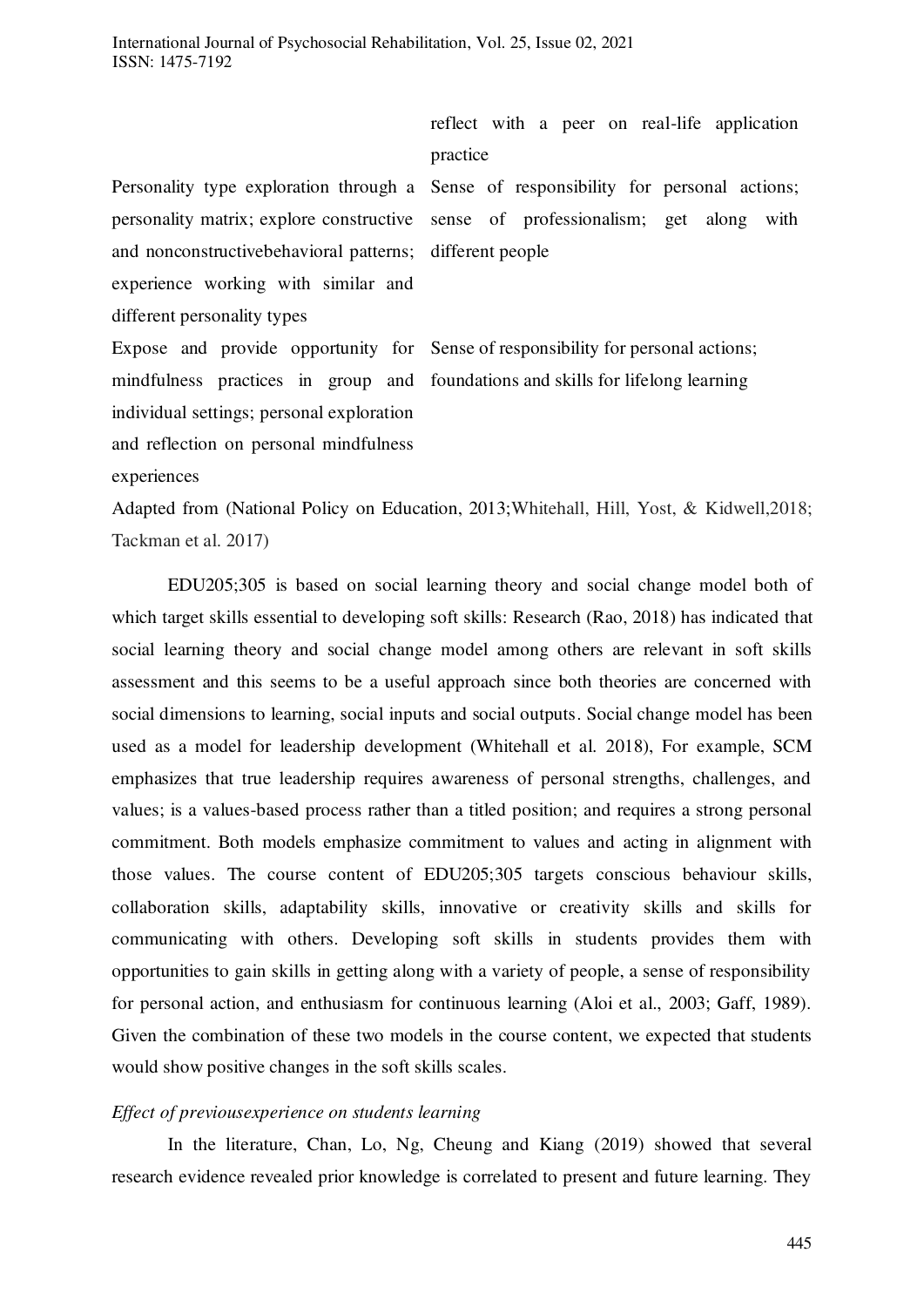| | |
|---|---|
| | reflect with a peer on real-life application practice |
| Personality type exploration through a personality matrix; explore constructive and nonconstructivebehavioral patterns; experience working with similar and different personality types | Sense of responsibility for personal actions; sense of professionalism; get along with different people |
| Expose and provide opportunity for mindfulness practices in group and individual settings; personal exploration and reflection on personal mindfulness experiences | Sense of responsibility for personal actions; foundations and skills for lifelong learning |

Adapted from (National Policy on Education, 2013;Whitehall, Hill, Yost, & Kidwell,2018; Tackman et al. 2017)

EDU205;305 is based on social learning theory and social change model both of which target skills essential to developing soft skills: Research (Rao, 2018) has indicated that social learning theory and social change model among others are relevant in soft skills assessment and this seems to be a useful approach since both theories are concerned with social dimensions to learning, social inputs and social outputs. Social change model has been used as a model for leadership development (Whitehall et al. 2018), For example, SCM emphasizes that true leadership requires awareness of personal strengths, challenges, and values; is a values-based process rather than a titled position; and requires a strong personal commitment. Both models emphasize commitment to values and acting in alignment with those values. The course content of EDU205;305 targets conscious behaviour skills, collaboration skills, adaptability skills, innovative or creativity skills and skills for communicating with others. Developing soft skills in students provides them with opportunities to gain skills in getting along with a variety of people, a sense of responsibility for personal action, and enthusiasm for continuous learning (Aloi et al., 2003; Gaff, 1989). Given the combination of these two models in the course content, we expected that students would show positive changes in the soft skills scales.

*Effect of previousexperience on students learning*

In the literature, Chan, Lo, Ng, Cheung and Kiang (2019) showed that several research evidence revealed prior knowledge is correlated to present and future learning. They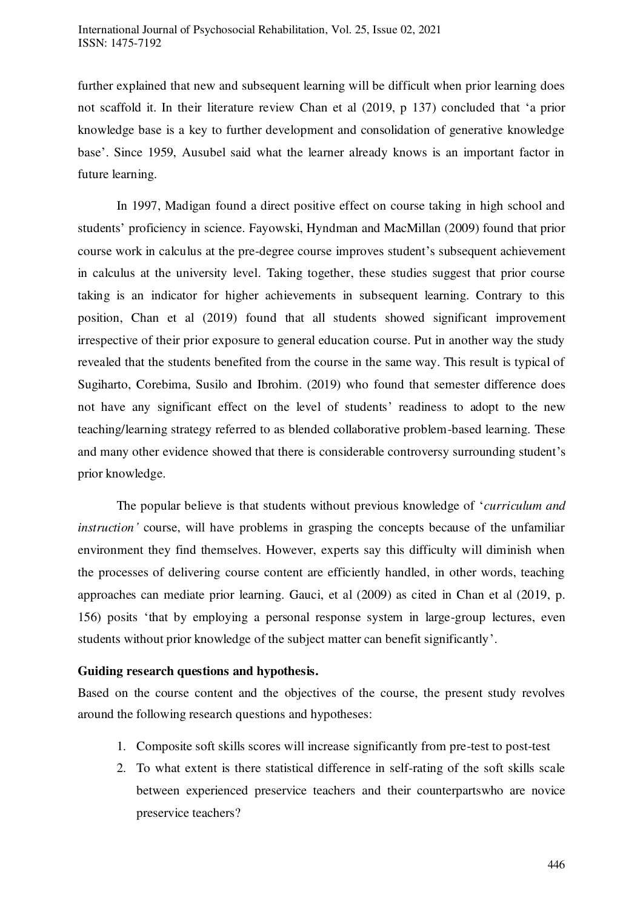further explained that new and subsequent learning will be difficult when prior learning does not scaffold it. In their literature review Chan et al (2019, p 137) concluded that 'a prior knowledge base is a key to further development and consolidation of generative knowledge base'. Since 1959, Ausubel said what the learner already knows is an important factor in future learning.

In 1997, Madigan found a direct positive effect on course taking in high school and students' proficiency in science. Fayowski, Hyndman and MacMillan (2009) found that prior course work in calculus at the pre-degree course improves student's subsequent achievement in calculus at the university level. Taking together, these studies suggest that prior course taking is an indicator for higher achievements in subsequent learning. Contrary to this position, Chan et al (2019) found that all students showed significant improvement irrespective of their prior exposure to general education course. Put in another way the study revealed that the students benefited from the course in the same way. This result is typical of Sugiharto, Corebima, Susilo and Ibrohim. (2019) who found that semester difference does not have any significant effect on the level of students' readiness to adopt to the new teaching/learning strategy referred to as blended collaborative problem-based learning. These and many other evidence showed that there is considerable controversy surrounding student's prior knowledge.

The popular believe is that students without previous knowledge of '*curriculum and instruction'* course, will have problems in grasping the concepts because of the unfamiliar environment they find themselves. However, experts say this difficulty will diminish when the processes of delivering course content are efficiently handled, in other words, teaching approaches can mediate prior learning. Gauci, et al (2009) as cited in Chan et al (2019, p. 156) posits 'that by employing a personal response system in large-group lectures, even students without prior knowledge of the subject matter can benefit significantly'.

**Guiding research questions and hypothesis.**

Based on the course content and the objectives of the course, the present study revolves around the following research questions and hypotheses:

1. Composite soft skills scores will increase significantly from pre-test to post-test
2. To what extent is there statistical difference in self-rating of the soft skills scale between experienced preservice teachers and their counterpartswho are novice preservice teachers?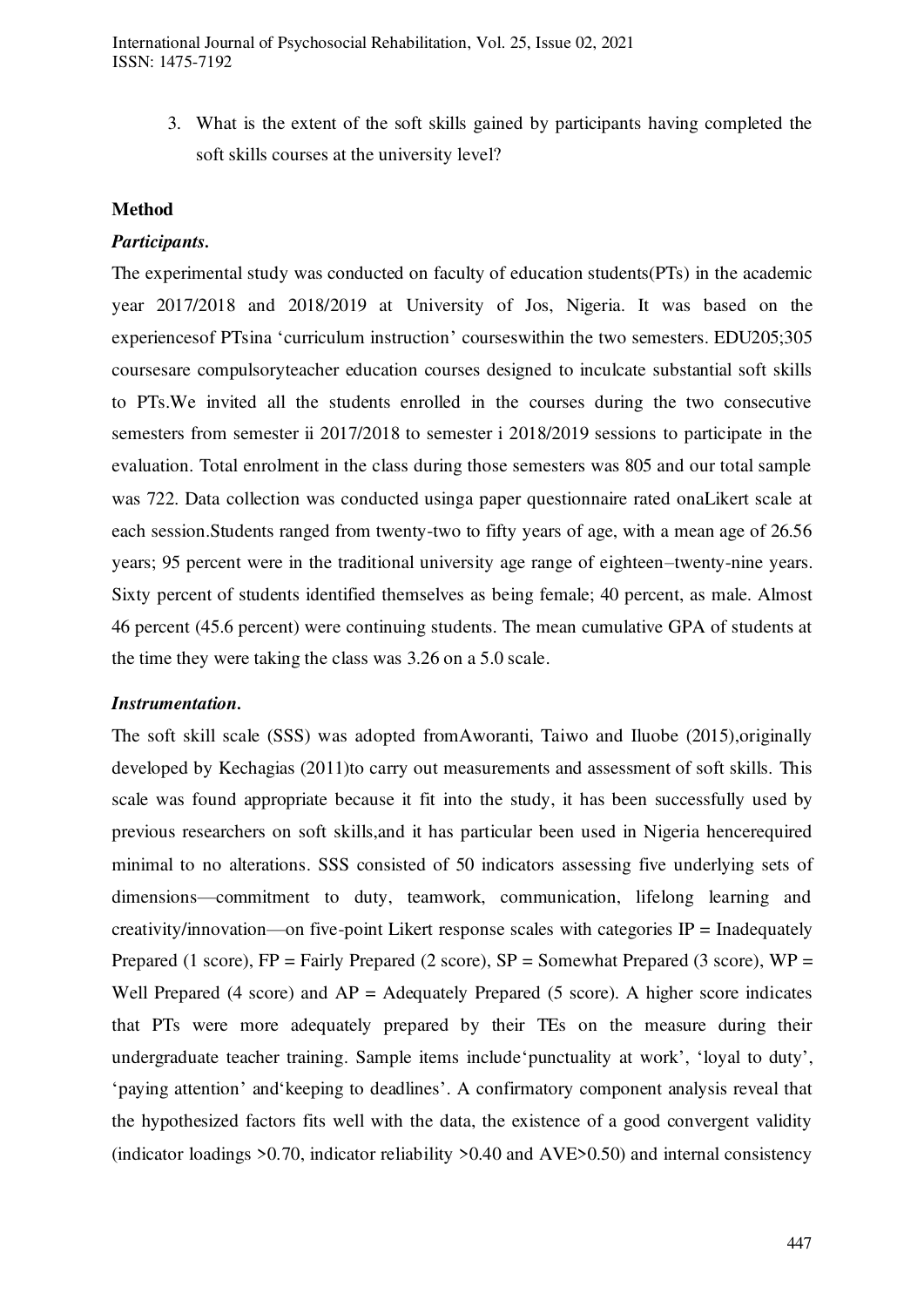3. What is the extent of the soft skills gained by participants having completed the soft skills courses at the university level?

## Method

### *Participants.*

The experimental study was conducted on faculty of education students(PTs) in the academic year 2017/2018 and 2018/2019 at University of Jos, Nigeria. It was based on the experiencesof PTsina 'curriculum instruction' courseswithin the two semesters. EDU205;305 coursesare compulsoryteacher education courses designed to inculcate substantial soft skills to PTs.We invited all the students enrolled in the courses during the two consecutive semesters from semester ii 2017/2018 to semester i 2018/2019 sessions to participate in the evaluation. Total enrolment in the class during those semesters was 805 and our total sample was 722. Data collection was conducted usinga paper questionnaire rated onaLikert scale at each session.Students ranged from twenty-two to fifty years of age, with a mean age of 26.56 years; 95 percent were in the traditional university age range of eighteen–twenty-nine years. Sixty percent of students identified themselves as being female; 40 percent, as male. Almost 46 percent (45.6 percent) were continuing students. The mean cumulative GPA of students at the time they were taking the class was 3.26 on a 5.0 scale.

### *Instrumentation.*

The soft skill scale (SSS) was adopted fromAworanti, Taiwo and Iluobe (2015),originally developed by Kechagias (2011)to carry out measurements and assessment of soft skills. This scale was found appropriate because it fit into the study, it has been successfully used by previous researchers on soft skills,and it has particular been used in Nigeria hencerequired minimal to no alterations. SSS consisted of 50 indicators assessing five underlying sets of dimensions—commitment to duty, teamwork, communication, lifelong learning and creativity/innovation—on five-point Likert response scales with categories IP = Inadequately Prepared (1 score), FP = Fairly Prepared (2 score), SP = Somewhat Prepared (3 score), WP = Well Prepared (4 score) and AP = Adequately Prepared (5 score). A higher score indicates that PTs were more adequately prepared by their TEs on the measure during their undergraduate teacher training. Sample items include'punctuality at work', 'loyal to duty', 'paying attention' and'keeping to deadlines'. A confirmatory component analysis reveal that the hypothesized factors fits well with the data, the existence of a good convergent validity (indicator loadings >0.70, indicator reliability >0.40 and AVE>0.50) and internal consistency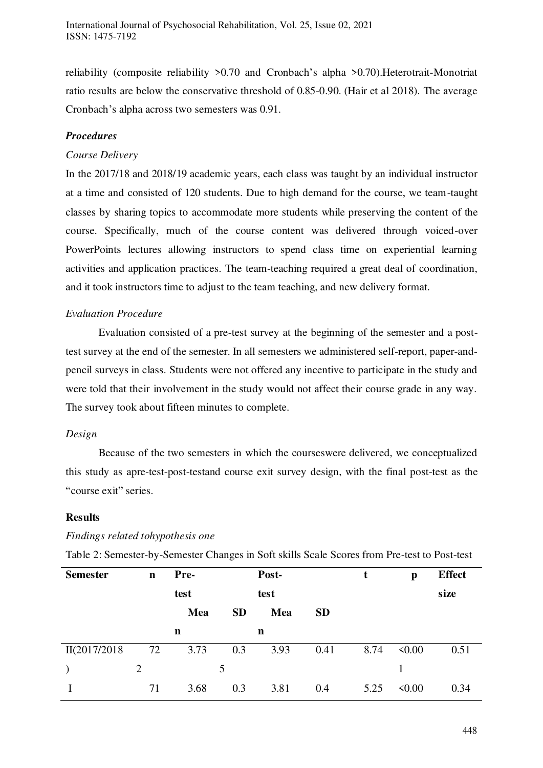reliability (composite reliability >0.70 and Cronbach's alpha >0.70).Heterotrait-Monotriat ratio results are below the conservative threshold of 0.85-0.90. (Hair et al 2018). The average Cronbach's alpha across two semesters was 0.91.

### *Procedures*

*Course Delivery*

In the 2017/18 and 2018/19 academic years, each class was taught by an individual instructor at a time and consisted of 120 students. Due to high demand for the course, we team-taught classes by sharing topics to accommodate more students while preserving the content of the course. Specifically, much of the course content was delivered through voiced-over PowerPoints lectures allowing instructors to spend class time on experiential learning activities and application practices. The team-teaching required a great deal of coordination, and it took instructors time to adjust to the team teaching, and new delivery format.

*Evaluation Procedure*

Evaluation consisted of a pre-test survey at the beginning of the semester and a post-test survey at the end of the semester. In all semesters we administered self-report, paper-and-pencil surveys in class. Students were not offered any incentive to participate in the study and were told that their involvement in the study would not affect their course grade in any way. The survey took about fifteen minutes to complete.

*Design*

Because of the two semesters in which the courseswere delivered, we conceptualized this study as apre-test-post-testand course exit survey design, with the final post-test as the "course exit" series.

## Results

*Findings related tohypothesis one*

Table 2: Semester-by-Semester Changes in Soft skills Scale Scores from Pre-test to Post-test

| Semester | n | Pre-test Mean | SD | Post-test Mean | SD | t | p | Effect size |
|---|---|---|---|---|---|---|---|---|
| II(2017/2018) | 722 | 3.73 | 0.35 | 3.93 | 0.41 | 8.74 | <0.001 | 0.51 |
| I | 71 | 3.68 | 0.3 | 3.81 | 0.4 | 5.25 | <0.00 | 0.34 |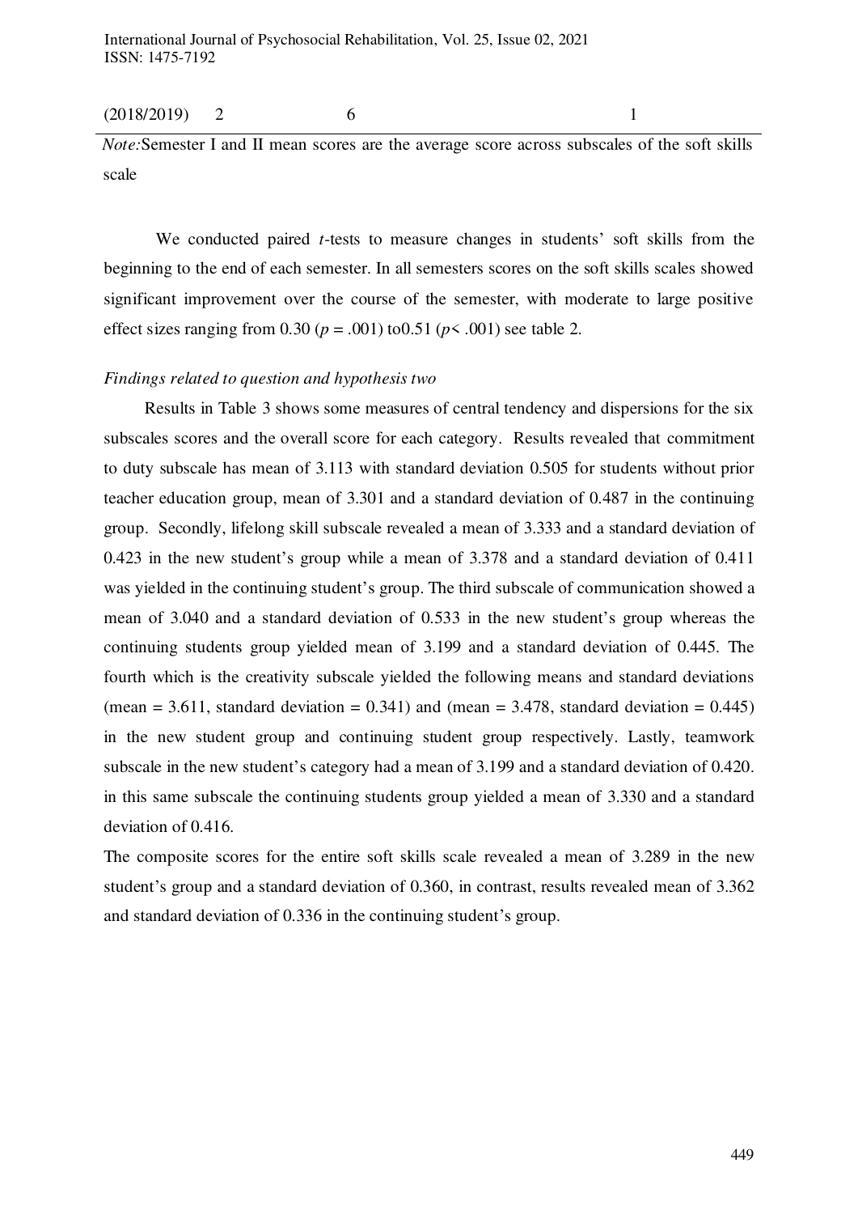| (2018/2019) | 2 | 6 | 1 |
|---|---|---|---|

*Note:* Semester I and II mean scores are the average score across subscales of the soft skills scale

We conducted paired *t*-tests to measure changes in students' soft skills from the beginning to the end of each semester. In all semesters scores on the soft skills scales showed significant improvement over the course of the semester, with moderate to large positive effect sizes ranging from 0.30 ($p = .001$) to0.51 ($p < .001$) see table 2.

*Findings related to question and hypothesis two*

Results in Table 3 shows some measures of central tendency and dispersions for the six subscales scores and the overall score for each category. Results revealed that commitment to duty subscale has mean of 3.113 with standard deviation 0.505 for students without prior teacher education group, mean of 3.301 and a standard deviation of 0.487 in the continuing group. Secondly, lifelong skill subscale revealed a mean of 3.333 and a standard deviation of 0.423 in the new student's group while a mean of 3.378 and a standard deviation of 0.411 was yielded in the continuing student's group. The third subscale of communication showed a mean of 3.040 and a standard deviation of 0.533 in the new student's group whereas the continuing students group yielded mean of 3.199 and a standard deviation of 0.445. The fourth which is the creativity subscale yielded the following means and standard deviations (mean = 3.611, standard deviation = 0.341) and (mean = 3.478, standard deviation = 0.445) in the new student group and continuing student group respectively. Lastly, teamwork subscale in the new student's category had a mean of 3.199 and a standard deviation of 0.420. in this same subscale the continuing students group yielded a mean of 3.330 and a standard deviation of 0.416.

The composite scores for the entire soft skills scale revealed a mean of 3.289 in the new student's group and a standard deviation of 0.360, in contrast, results revealed mean of 3.362 and standard deviation of 0.336 in the continuing student's group.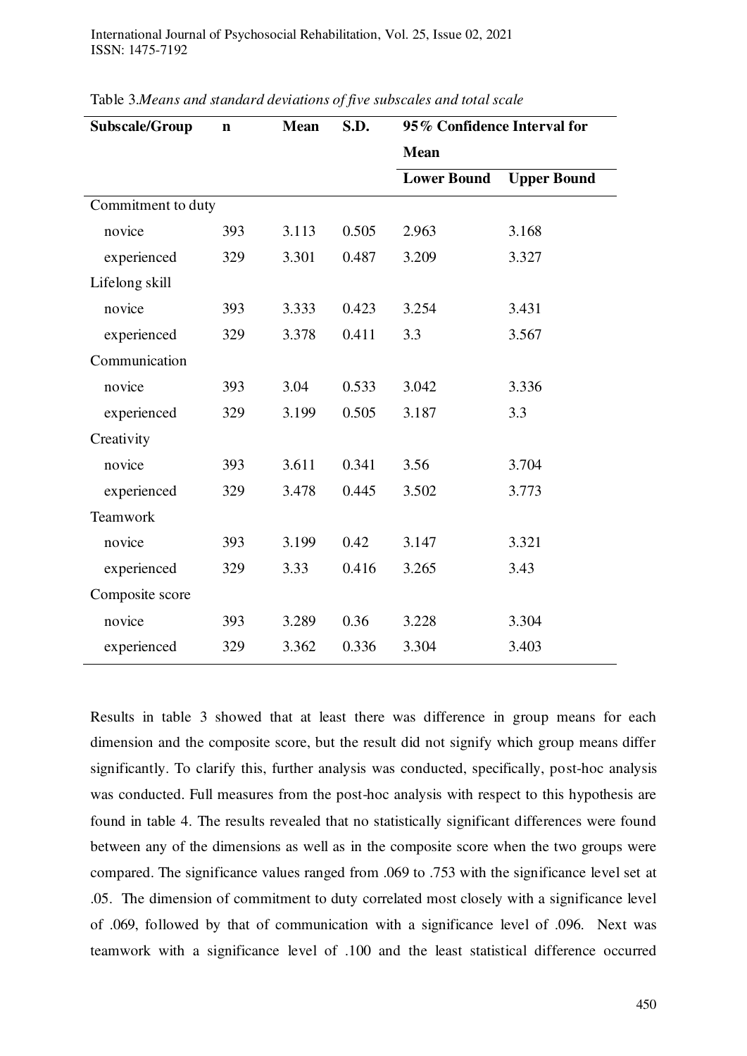Table 3.*Means and standard deviations of five subscales and total scale*

| Subscale/Group | n | Mean | S.D. | 95% Confidence Interval for Mean | |
|---|---|---|---|---|---|
| | | | | Lower Bound | Upper Bound |
| Commitment to duty | | | | | |
| novice | 393 | 3.113 | 0.505 | 2.963 | 3.168 |
| experienced | 329 | 3.301 | 0.487 | 3.209 | 3.327 |
| Lifelong skill | | | | | |
| novice | 393 | 3.333 | 0.423 | 3.254 | 3.431 |
| experienced | 329 | 3.378 | 0.411 | 3.3 | 3.567 |
| Communication | | | | | |
| novice | 393 | 3.04 | 0.533 | 3.042 | 3.336 |
| experienced | 329 | 3.199 | 0.505 | 3.187 | 3.3 |
| Creativity | | | | | |
| novice | 393 | 3.611 | 0.341 | 3.56 | 3.704 |
| experienced | 329 | 3.478 | 0.445 | 3.502 | 3.773 |
| Teamwork | | | | | |
| novice | 393 | 3.199 | 0.42 | 3.147 | 3.321 |
| experienced | 329 | 3.33 | 0.416 | 3.265 | 3.43 |
| Composite score | | | | | |
| novice | 393 | 3.289 | 0.36 | 3.228 | 3.304 |
| experienced | 329 | 3.362 | 0.336 | 3.304 | 3.403 |

Results in table 3 showed that at least there was difference in group means for each dimension and the composite score, but the result did not signify which group means differ significantly. To clarify this, further analysis was conducted, specifically, post-hoc analysis was conducted. Full measures from the post-hoc analysis with respect to this hypothesis are found in table 4. The results revealed that no statistically significant differences were found between any of the dimensions as well as in the composite score when the two groups were compared. The significance values ranged from .069 to .753 with the significance level set at .05. The dimension of commitment to duty correlated most closely with a significance level of .069, followed by that of communication with a significance level of .096. Next was teamwork with a significance level of .100 and the least statistical difference occurred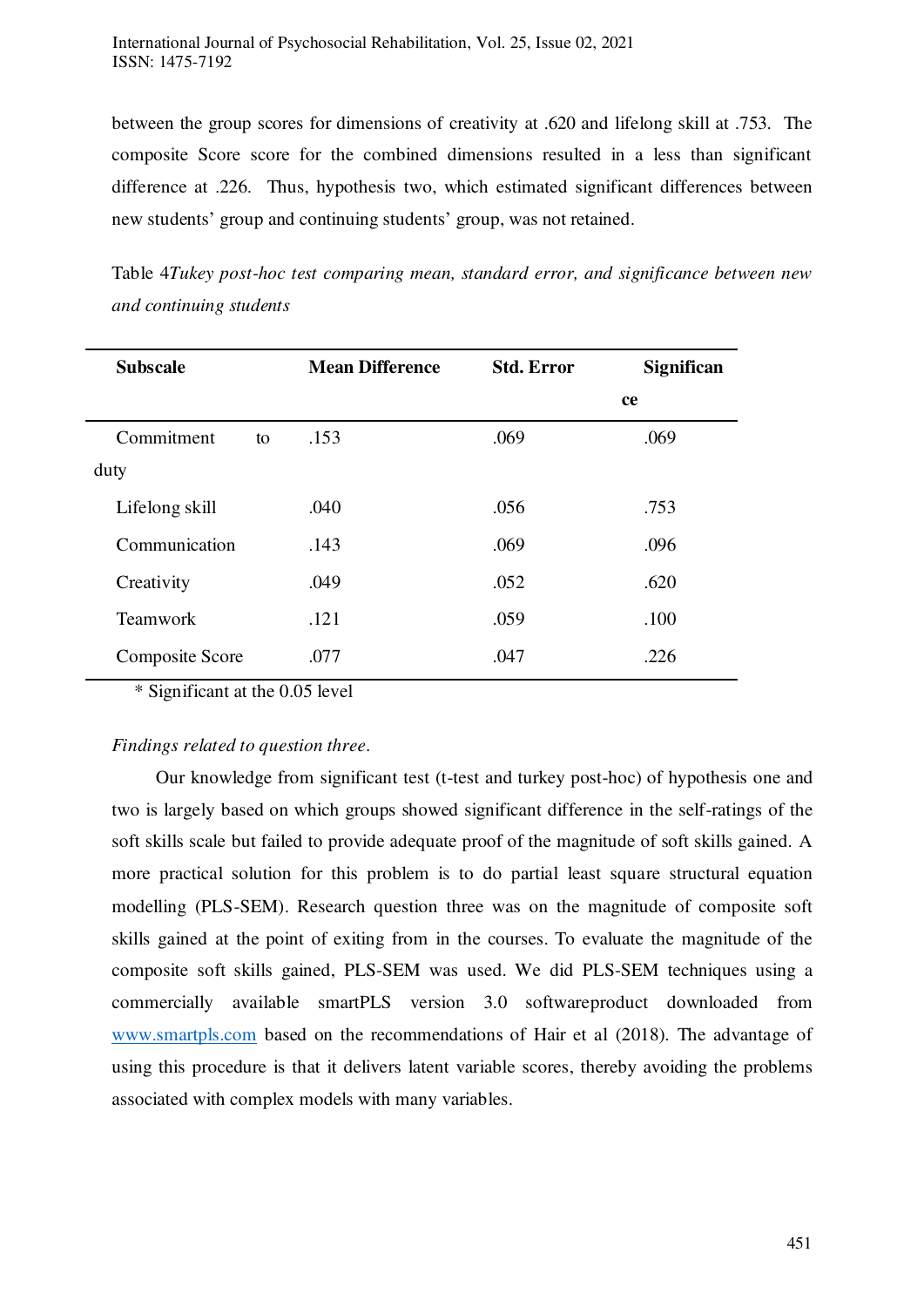between the group scores for dimensions of creativity at .620 and lifelong skill at .753. The composite Score score for the combined dimensions resulted in a less than significant difference at .226. Thus, hypothesis two, which estimated significant differences between new students' group and continuing students' group, was not retained.

Table 4*Tukey post-hoc test comparing mean, standard error, and significance between new and continuing students*

| Subscale | Mean Difference | Std. Error | Significance |
|---|---|---|---|
| Commitment to duty | .153 | .069 | .069 |
| Lifelong skill | .040 | .056 | .753 |
| Communication | .143 | .069 | .096 |
| Creativity | .049 | .052 | .620 |
| Teamwork | .121 | .059 | .100 |
| Composite Score | .077 | .047 | .226 |

\* Significant at the 0.05 level

*Findings related to question three.*

Our knowledge from significant test (t-test and turkey post-hoc) of hypothesis one and two is largely based on which groups showed significant difference in the self-ratings of the soft skills scale but failed to provide adequate proof of the magnitude of soft skills gained. A more practical solution for this problem is to do partial least square structural equation modelling (PLS-SEM). Research question three was on the magnitude of composite soft skills gained at the point of exiting from in the courses. To evaluate the magnitude of the composite soft skills gained, PLS-SEM was used. We did PLS-SEM techniques using a commercially available smartPLS version 3.0 softwareproduct downloaded from www.smartpls.com based on the recommendations of Hair et al (2018). The advantage of using this procedure is that it delivers latent variable scores, thereby avoiding the problems associated with complex models with many variables.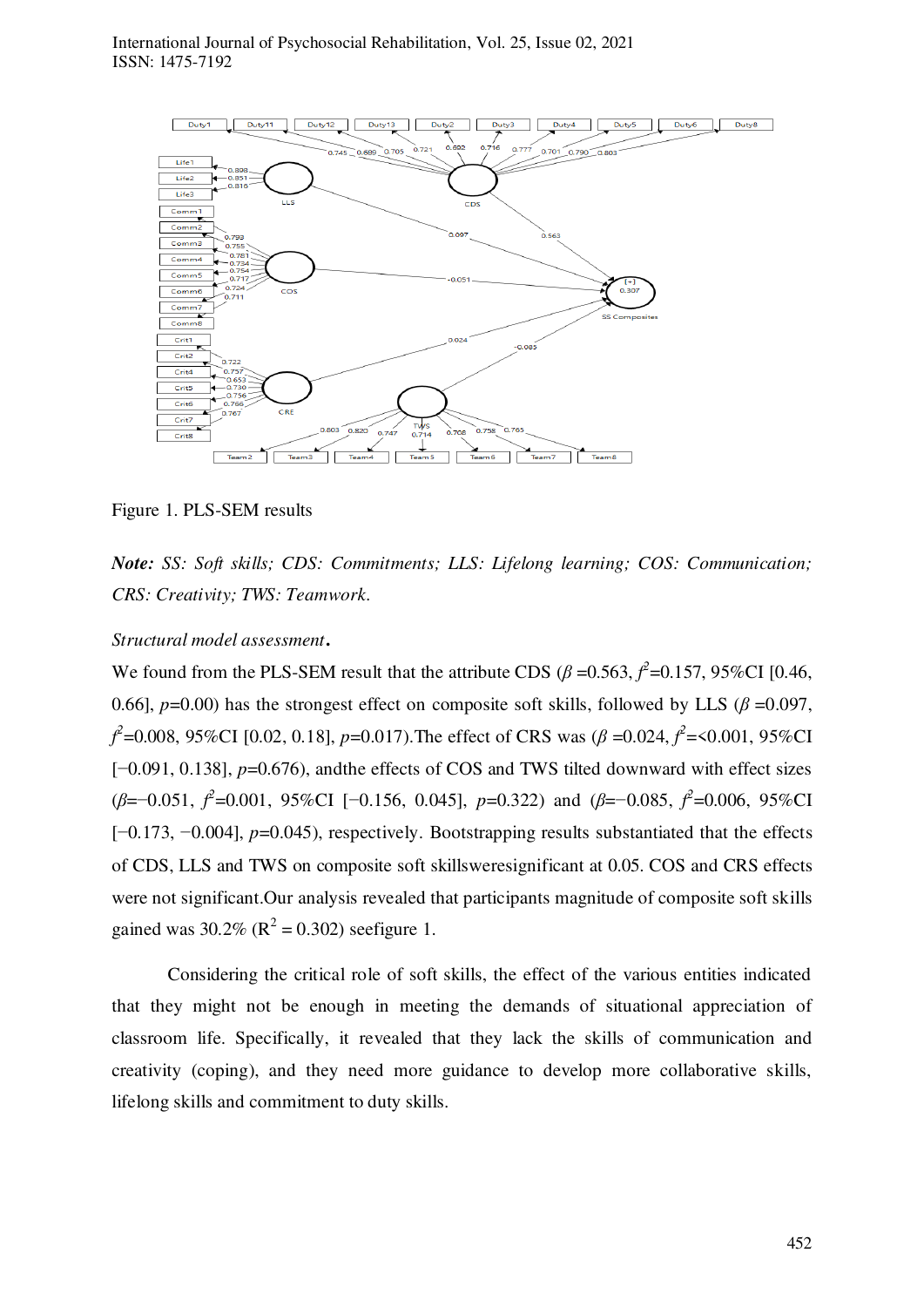Figure 1. PLS-SEM results

***Note:*** *SS: Soft skills; CDS: Commitments; LLS: Lifelong learning; COS: Communication; CRS: Creativity; TWS: Teamwork.*

*Structural model assessment*.

We found from the PLS-SEM result that the attribute CDS ($\beta$ =0.563, $f^2$=0.157, 95%CI [0.46, 0.66], $p$=0.00) has the strongest effect on composite soft skills, followed by LLS ($\beta$ =0.097, $f^2$=0.008, 95%CI [0.02, 0.18], $p$=0.017).The effect of CRS was ($\beta$ =0.024, $f^2$=<0.001, 95%CI [−0.091, 0.138], $p$=0.676), andthe effects of COS and TWS tilted downward with effect sizes ($\beta$=−0.051, $f^2$=0.001, 95%CI [−0.156, 0.045], $p$=0.322) and ($\beta$=−0.085, $f^2$=0.006, 95%CI [−0.173, −0.004], $p$=0.045), respectively. Bootstrapping results substantiated that the effects of CDS, LLS and TWS on composite soft skillsweresignificant at 0.05. COS and CRS effects were not significant.Our analysis revealed that participants magnitude of composite soft skills gained was 30.2% ($R^2$ = 0.302) seefigure 1.

Considering the critical role of soft skills, the effect of the various entities indicated that they might not be enough in meeting the demands of situational appreciation of classroom life. Specifically, it revealed that they lack the skills of communication and creativity (coping), and they need more guidance to develop more collaborative skills, lifelong skills and commitment to duty skills.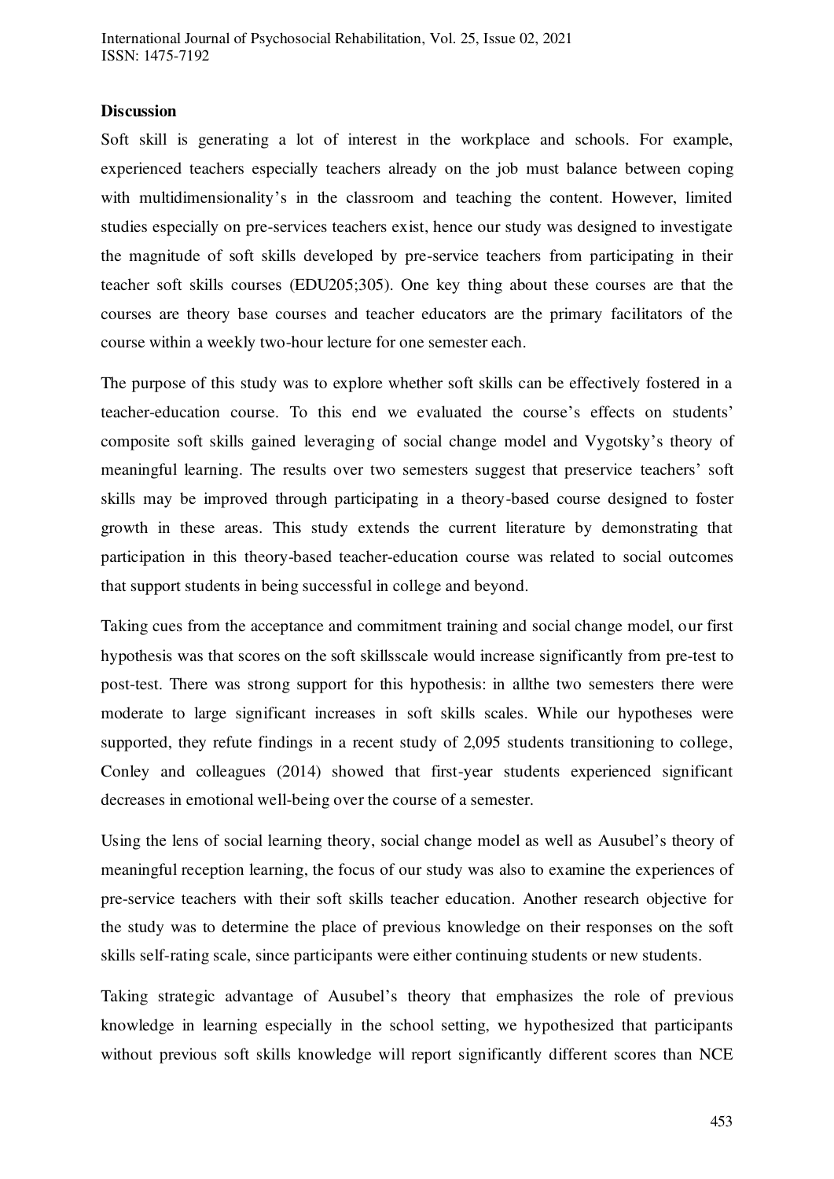**Discussion**

Soft skill is generating a lot of interest in the workplace and schools. For example, experienced teachers especially teachers already on the job must balance between coping with multidimensionality's in the classroom and teaching the content. However, limited studies especially on pre-services teachers exist, hence our study was designed to investigate the magnitude of soft skills developed by pre-service teachers from participating in their teacher soft skills courses (EDU205;305). One key thing about these courses are that the courses are theory base courses and teacher educators are the primary facilitators of the course within a weekly two-hour lecture for one semester each.

The purpose of this study was to explore whether soft skills can be effectively fostered in a teacher-education course. To this end we evaluated the course's effects on students' composite soft skills gained leveraging of social change model and Vygotsky's theory of meaningful learning. The results over two semesters suggest that preservice teachers' soft skills may be improved through participating in a theory-based course designed to foster growth in these areas. This study extends the current literature by demonstrating that participation in this theory-based teacher-education course was related to social outcomes that support students in being successful in college and beyond.

Taking cues from the acceptance and commitment training and social change model, our first hypothesis was that scores on the soft skillsscale would increase significantly from pre-test to post-test. There was strong support for this hypothesis: in allthe two semesters there were moderate to large significant increases in soft skills scales. While our hypotheses were supported, they refute findings in a recent study of 2,095 students transitioning to college, Conley and colleagues (2014) showed that first-year students experienced significant decreases in emotional well-being over the course of a semester.

Using the lens of social learning theory, social change model as well as Ausubel's theory of meaningful reception learning, the focus of our study was also to examine the experiences of pre-service teachers with their soft skills teacher education. Another research objective for the study was to determine the place of previous knowledge on their responses on the soft skills self-rating scale, since participants were either continuing students or new students.

Taking strategic advantage of Ausubel's theory that emphasizes the role of previous knowledge in learning especially in the school setting, we hypothesized that participants without previous soft skills knowledge will report significantly different scores than NCE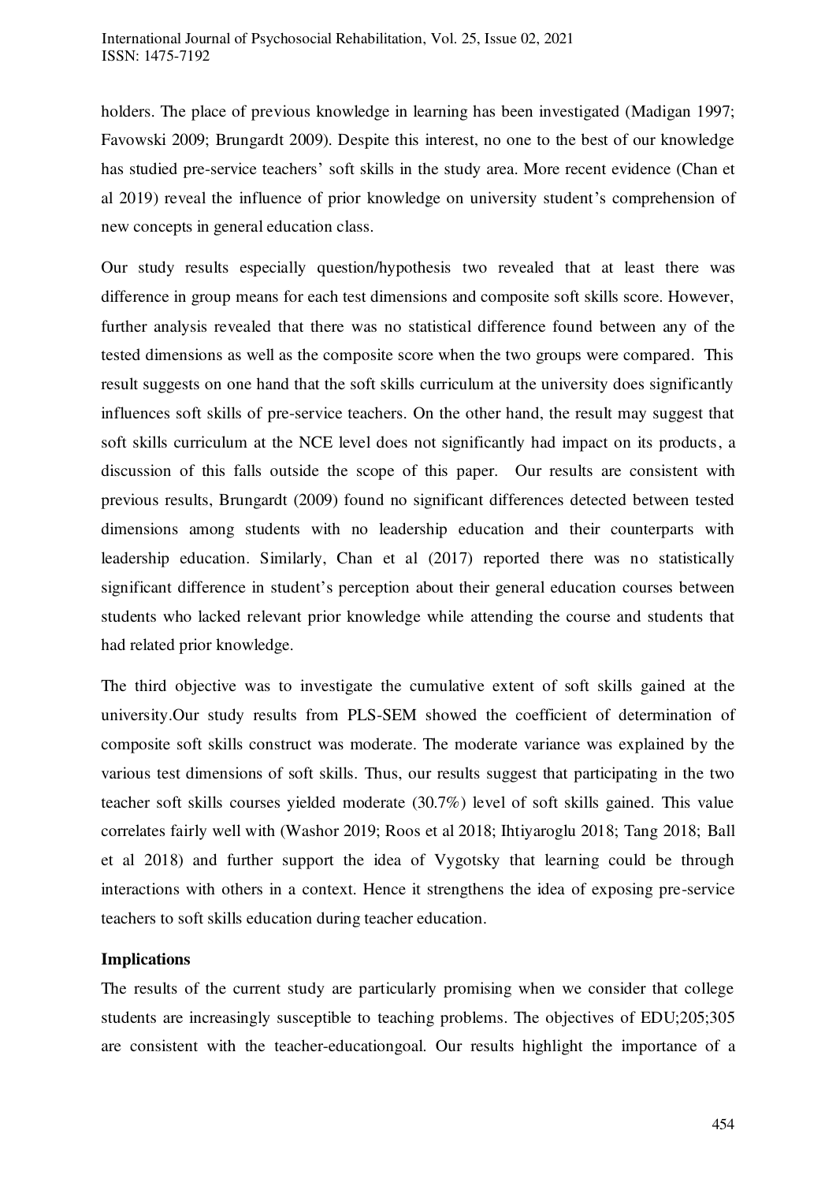holders. The place of previous knowledge in learning has been investigated (Madigan 1997; Favowski 2009; Brungardt 2009). Despite this interest, no one to the best of our knowledge has studied pre-service teachers' soft skills in the study area. More recent evidence (Chan et al 2019) reveal the influence of prior knowledge on university student's comprehension of new concepts in general education class.

Our study results especially question/hypothesis two revealed that at least there was difference in group means for each test dimensions and composite soft skills score. However, further analysis revealed that there was no statistical difference found between any of the tested dimensions as well as the composite score when the two groups were compared. This result suggests on one hand that the soft skills curriculum at the university does significantly influences soft skills of pre-service teachers. On the other hand, the result may suggest that soft skills curriculum at the NCE level does not significantly had impact on its products, a discussion of this falls outside the scope of this paper. Our results are consistent with previous results, Brungardt (2009) found no significant differences detected between tested dimensions among students with no leadership education and their counterparts with leadership education. Similarly, Chan et al (2017) reported there was no statistically significant difference in student's perception about their general education courses between students who lacked relevant prior knowledge while attending the course and students that had related prior knowledge.

The third objective was to investigate the cumulative extent of soft skills gained at the university.Our study results from PLS-SEM showed the coefficient of determination of composite soft skills construct was moderate. The moderate variance was explained by the various test dimensions of soft skills. Thus, our results suggest that participating in the two teacher soft skills courses yielded moderate (30.7%) level of soft skills gained. This value correlates fairly well with (Washor 2019; Roos et al 2018; Ihtiyaroglu 2018; Tang 2018; Ball et al 2018) and further support the idea of Vygotsky that learning could be through interactions with others in a context. Hence it strengthens the idea of exposing pre-service teachers to soft skills education during teacher education.

**Implications**

The results of the current study are particularly promising when we consider that college students are increasingly susceptible to teaching problems. The objectives of EDU;205;305 are consistent with the teacher-educationgoal. Our results highlight the importance of a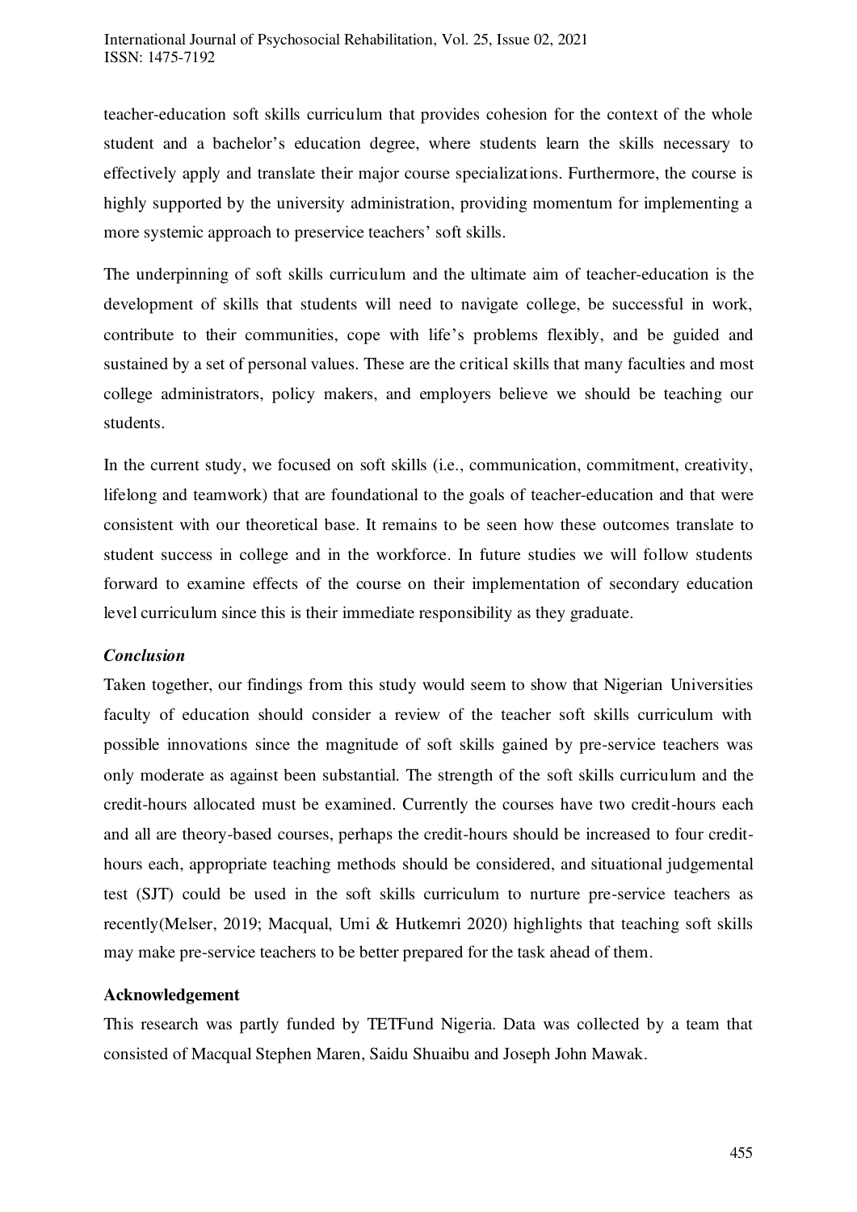teacher-education soft skills curriculum that provides cohesion for the context of the whole student and a bachelor's education degree, where students learn the skills necessary to effectively apply and translate their major course specializations. Furthermore, the course is highly supported by the university administration, providing momentum for implementing a more systemic approach to preservice teachers' soft skills.

The underpinning of soft skills curriculum and the ultimate aim of teacher-education is the development of skills that students will need to navigate college, be successful in work, contribute to their communities, cope with life's problems flexibly, and be guided and sustained by a set of personal values. These are the critical skills that many faculties and most college administrators, policy makers, and employers believe we should be teaching our students.

In the current study, we focused on soft skills (i.e., communication, commitment, creativity, lifelong and teamwork) that are foundational to the goals of teacher-education and that were consistent with our theoretical base. It remains to be seen how these outcomes translate to student success in college and in the workforce. In future studies we will follow students forward to examine effects of the course on their implementation of secondary education level curriculum since this is their immediate responsibility as they graduate.

***Conclusion***

Taken together, our findings from this study would seem to show that Nigerian Universities faculty of education should consider a review of the teacher soft skills curriculum with possible innovations since the magnitude of soft skills gained by pre-service teachers was only moderate as against been substantial. The strength of the soft skills curriculum and the credit-hours allocated must be examined. Currently the courses have two credit-hours each and all are theory-based courses, perhaps the credit-hours should be increased to four credit-hours each, appropriate teaching methods should be considered, and situational judgemental test (SJT) could be used in the soft skills curriculum to nurture pre-service teachers as recently(Melser, 2019; Macqual, Umi & Hutkemri 2020) highlights that teaching soft skills may make pre-service teachers to be better prepared for the task ahead of them.

**Acknowledgement**

This research was partly funded by TETFund Nigeria. Data was collected by a team that consisted of Macqual Stephen Maren, Saidu Shuaibu and Joseph John Mawak.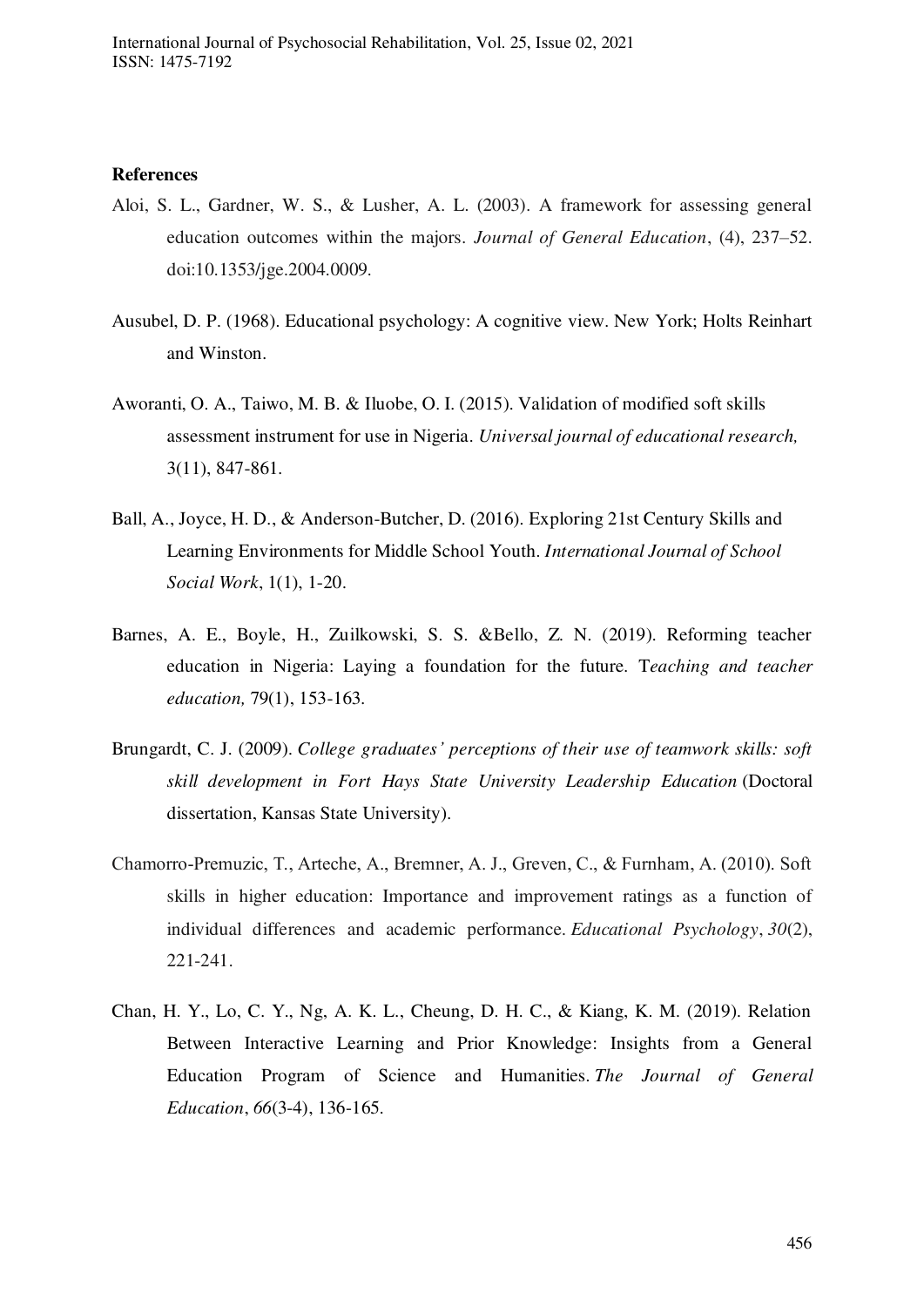**References**

Aloi, S. L., Gardner, W. S., & Lusher, A. L. (2003). A framework for assessing general education outcomes within the majors. *Journal of General Education*, (4), 237–52. doi:10.1353/jge.2004.0009.

Ausubel, D. P. (1968). Educational psychology: A cognitive view. New York; Holts Reinhart and Winston.

Aworanti, O. A., Taiwo, M. B. & Iluobe, O. I. (2015). Validation of modified soft skills assessment instrument for use in Nigeria. *Universal journal of educational research,* 3(11), 847-861.

Ball, A., Joyce, H. D., & Anderson-Butcher, D. (2016). Exploring 21st Century Skills and Learning Environments for Middle School Youth. *International Journal of School Social Work*, 1(1), 1-20.

Barnes, A. E., Boyle, H., Zuilkowski, S. S. &Bello, Z. N. (2019). Reforming teacher education in Nigeria: Laying a foundation for the future. T*eaching and teacher education,* 79(1), 153-163.

Brungardt, C. J. (2009). *College graduates' perceptions of their use of teamwork skills: soft skill development in Fort Hays State University Leadership Education* (Doctoral dissertation, Kansas State University).

Chamorro-Premuzic, T., Arteche, A., Bremner, A. J., Greven, C., & Furnham, A. (2010). Soft skills in higher education: Importance and improvement ratings as a function of individual differences and academic performance. *Educational Psychology*, *30*(2), 221-241.

Chan, H. Y., Lo, C. Y., Ng, A. K. L., Cheung, D. H. C., & Kiang, K. M. (2019). Relation Between Interactive Learning and Prior Knowledge: Insights from a General Education Program of Science and Humanities. *The Journal of General Education*, *66*(3-4), 136-165.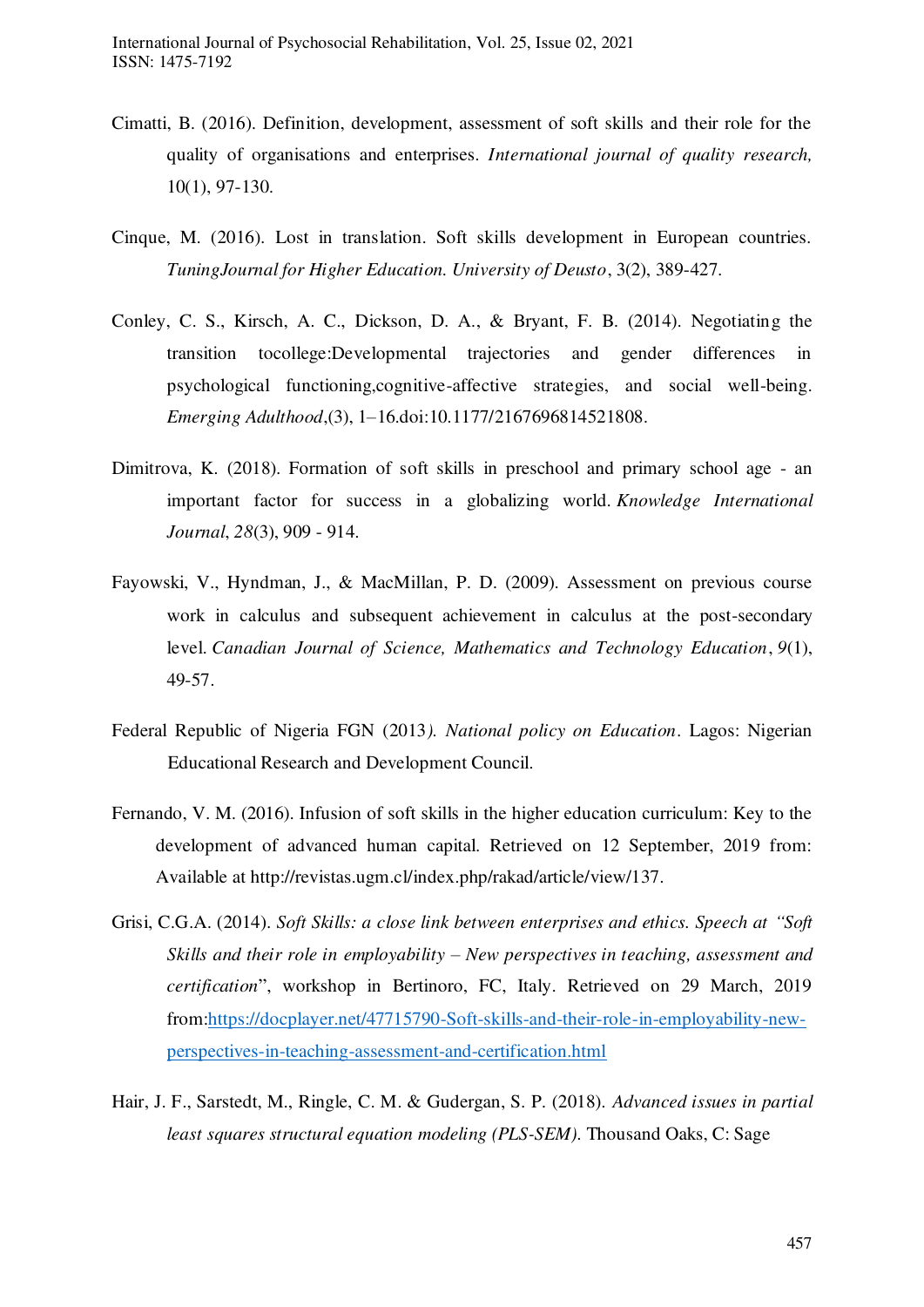Cimatti, B. (2016). Definition, development, assessment of soft skills and their role for the quality of organisations and enterprises. *International journal of quality research,* 10(1), 97-130.

Cinque, M. (2016). Lost in translation. Soft skills development in European countries. *TuningJournal for Higher Education. University of Deusto*, 3(2), 389-427.

Conley, C. S., Kirsch, A. C., Dickson, D. A., & Bryant, F. B. (2014). Negotiating the transition tocollege:Developmental trajectories and gender differences in psychological functioning,cognitive-affective strategies, and social well-being. *Emerging Adulthood*,(3), 1–16.doi:10.1177/2167696814521808.

Dimitrova, K. (2018). Formation of soft skills in preschool and primary school age - an important factor for success in a globalizing world. *Knowledge International Journal*, *28*(3), 909 - 914.

Fayowski, V., Hyndman, J., & MacMillan, P. D. (2009). Assessment on previous course work in calculus and subsequent achievement in calculus at the post-secondary level. *Canadian Journal of Science, Mathematics and Technology Education*, *9*(1), 49-57.

Federal Republic of Nigeria FGN (2013*). National policy on Education*. Lagos: Nigerian Educational Research and Development Council.

Fernando, V. M. (2016). Infusion of soft skills in the higher education curriculum: Key to the development of advanced human capital. Retrieved on 12 September, 2019 from: Available at http://revistas.ugm.cl/index.php/rakad/article/view/137.

Grisi, C.G.A. (2014). *Soft Skills: a close link between enterprises and ethics. Speech at "Soft Skills and their role in employability – New perspectives in teaching, assessment and certification*", workshop in Bertinoro, FC, Italy. Retrieved on 29 March, 2019 from:https://docplayer.net/47715790-Soft-skills-and-their-role-in-employability-new-perspectives-in-teaching-assessment-and-certification.html

Hair, J. F., Sarstedt, M., Ringle, C. M. & Gudergan, S. P. (2018). *Advanced issues in partial least squares structural equation modeling (PLS-SEM).* Thousand Oaks, C: Sage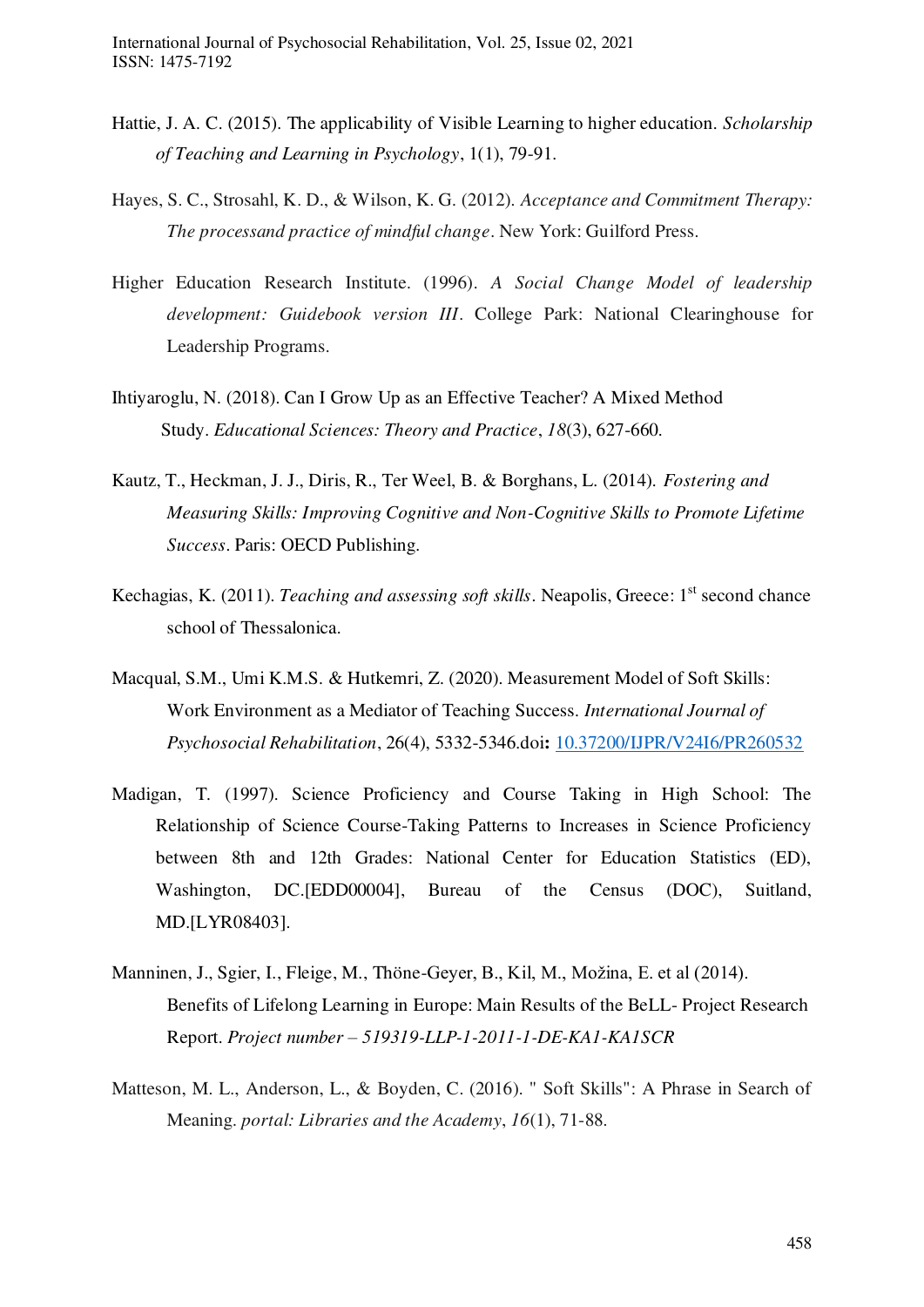Hattie, J. A. C. (2015). The applicability of Visible Learning to higher education. *Scholarship of Teaching and Learning in Psychology*, 1(1), 79-91.

Hayes, S. C., Strosahl, K. D., & Wilson, K. G. (2012). *Acceptance and Commitment Therapy: The processand practice of mindful change*. New York: Guilford Press.

Higher Education Research Institute. (1996). *A Social Change Model of leadership development: Guidebook version III*. College Park: National Clearinghouse for Leadership Programs.

Ihtiyaroglu, N. (2018). Can I Grow Up as an Effective Teacher? A Mixed Method Study. *Educational Sciences: Theory and Practice*, *18*(3), 627-660.

Kautz, T., Heckman, J. J., Diris, R., Ter Weel, B. & Borghans, L. (2014). *Fostering and Measuring Skills: Improving Cognitive and Non-Cognitive Skills to Promote Lifetime Success*. Paris: OECD Publishing.

Kechagias, K. (2011). *Teaching and assessing soft skills*. Neapolis, Greece: 1st second chance school of Thessalonica.

Macqual, S.M., Umi K.M.S. & Hutkemri, Z. (2020). Measurement Model of Soft Skills: Work Environment as a Mediator of Teaching Success. *International Journal of Psychosocial Rehabilitation*, 26(4), 5332-5346.doi**:** [10.37200/IJPR/V24I6/PR260532](10.37200/IJPR/V24I6/PR260532)

Madigan, T. (1997). Science Proficiency and Course Taking in High School: The Relationship of Science Course-Taking Patterns to Increases in Science Proficiency between 8th and 12th Grades: National Center for Education Statistics (ED), Washington, DC.[EDD00004], Bureau of the Census (DOC), Suitland, MD.[LYR08403].

Manninen, J., Sgier, I., Fleige, M., Thöne-Geyer, B., Kil, M., Možina, E. et al (2014). Benefits of Lifelong Learning in Europe: Main Results of the BeLL- Project Research Report. *Project number – 519319-LLP-1-2011-1-DE-KA1-KA1SCR*

Matteson, M. L., Anderson, L., & Boyden, C. (2016). " Soft Skills": A Phrase in Search of Meaning. *portal: Libraries and the Academy*, *16*(1), 71-88.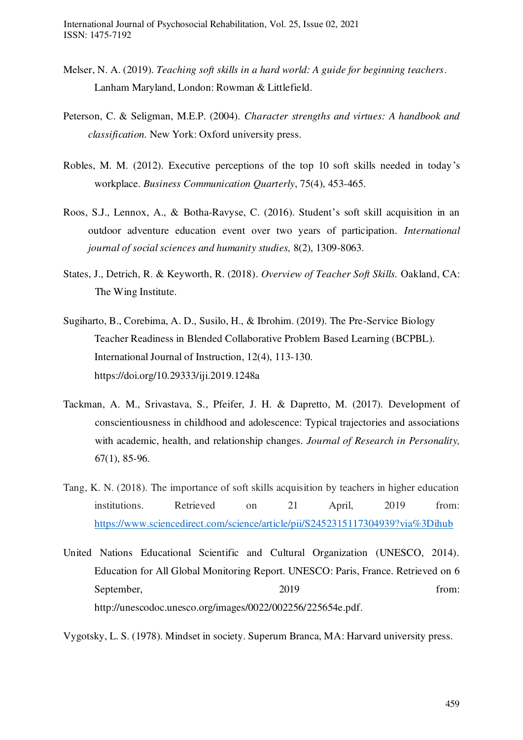Melser, N. A. (2019). *Teaching soft skills in a hard world: A guide for beginning teachers*. Lanham Maryland, London: Rowman & Littlefield.

Peterson, C. & Seligman, M.E.P. (2004). *Character strengths and virtues: A handbook and classification.* New York: Oxford university press.

Robles, M. M. (2012). Executive perceptions of the top 10 soft skills needed in today's workplace. *Business Communication Quarterly*, 75(4), 453-465.

Roos, S.J., Lennox, A., & Botha-Ravyse, C. (2016). Student's soft skill acquisition in an outdoor adventure education event over two years of participation. *International journal of social sciences and humanity studies,* 8(2), 1309-8063.

States, J., Detrich, R. & Keyworth, R. (2018). *Overview of Teacher Soft Skills.* Oakland, CA: The Wing Institute.

Sugiharto, B., Corebima, A. D., Susilo, H., & Ibrohim. (2019). The Pre-Service Biology Teacher Readiness in Blended Collaborative Problem Based Learning (BCPBL). International Journal of Instruction, 12(4), 113-130. https://doi.org/10.29333/iji.2019.1248a

Tackman, A. M., Srivastava, S., Pfeifer, J. H. & Dapretto, M. (2017). Development of conscientiousness in childhood and adolescence: Typical trajectories and associations with academic, health, and relationship changes. *Journal of Research in Personality,* 67(1), 85-96.

Tang, K. N. (2018). The importance of soft skills acquisition by teachers in higher education institutions. Retrieved on 21 April, 2019 from: https://www.sciencedirect.com/science/article/pii/S2452315117304939?via%3Dihub

United Nations Educational Scientific and Cultural Organization (UNESCO, 2014). Education for All Global Monitoring Report. UNESCO: Paris, France. Retrieved on 6 September, 2019 from: http://unescodoc.unesco.org/images/0022/002256/225654e.pdf.

Vygotsky, L. S. (1978). Mindset in society. Superum Branca, MA: Harvard university press.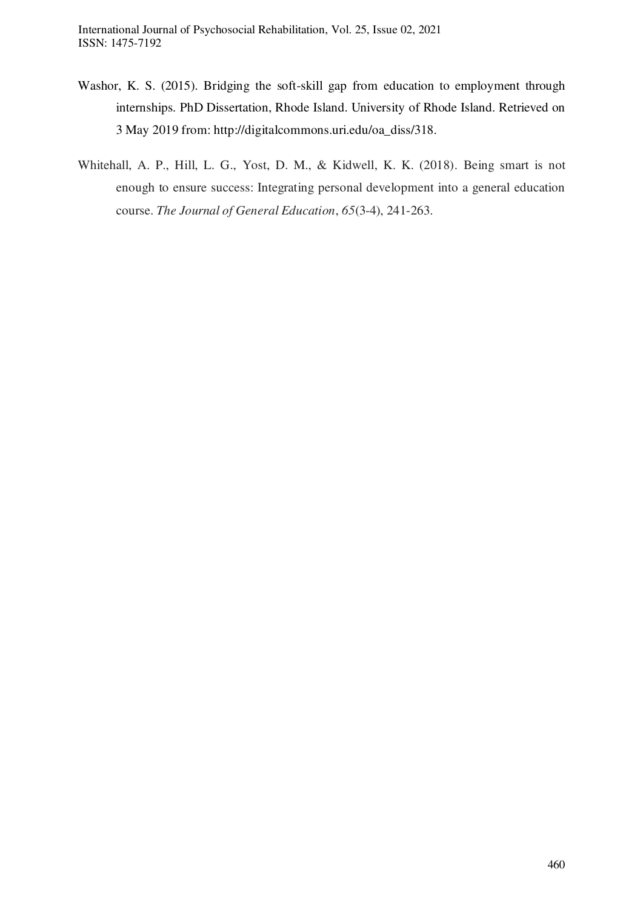Washor, K. S. (2015). Bridging the soft-skill gap from education to employment through internships. PhD Dissertation, Rhode Island. University of Rhode Island. Retrieved on 3 May 2019 from: http://digitalcommons.uri.edu/oa_diss/318.

Whitehall, A. P., Hill, L. G., Yost, D. M., & Kidwell, K. K. (2018). Being smart is not enough to ensure success: Integrating personal development into a general education course. *The Journal of General Education*, *65*(3-4), 241-263.